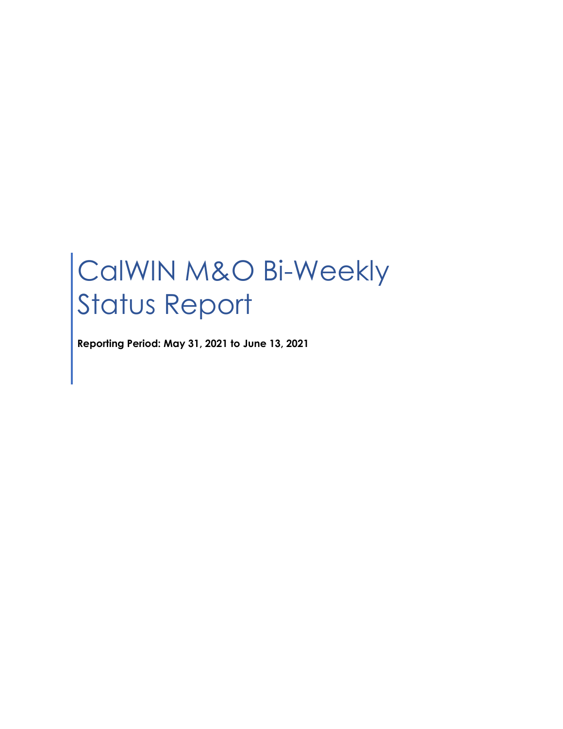# CalWIN M&O Bi-Weekly Status Report

**Reporting Period: May 31, 2021 to June 13, 2021**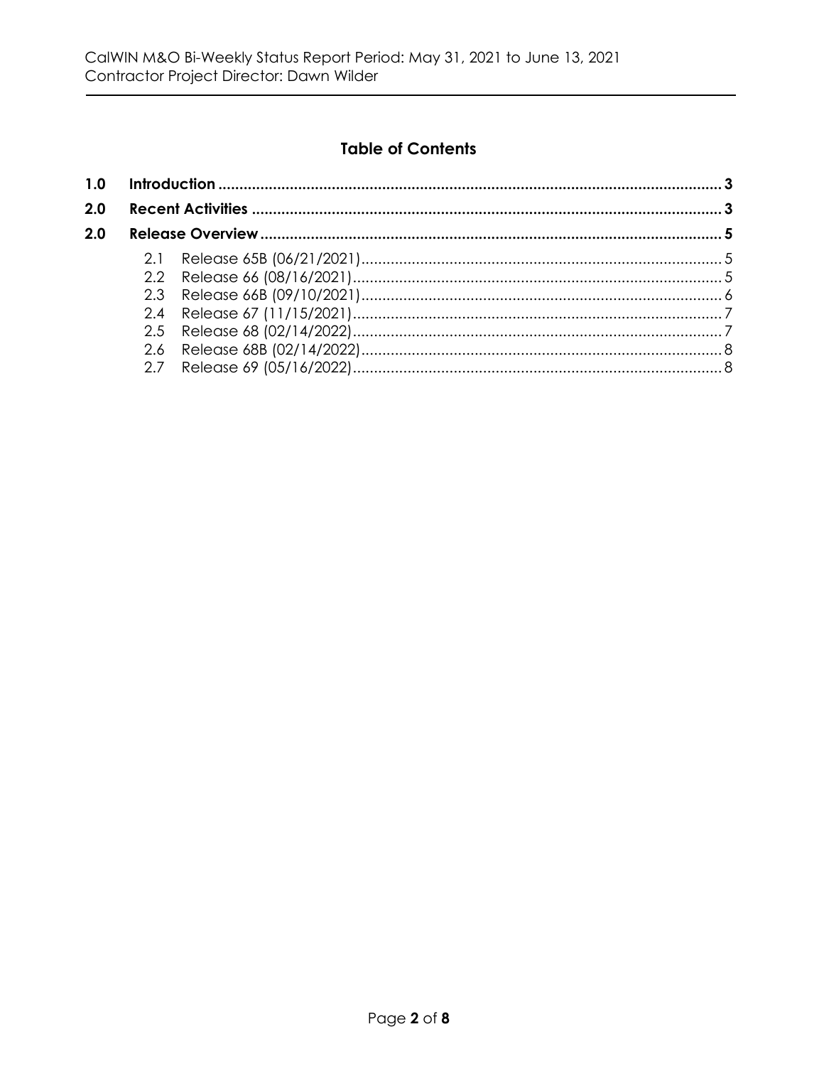## Table of Contents

| | | |
|---|---|---|
| **1.0** | **Introduction** | **3** |
| **2.0** | **Recent Activities** | **3** |
| **2.0** | **Release Overview** | **5** |
| 2.1 | Release 65B (06/21/2021) | 5 |
| 2.2 | Release 66 (08/16/2021) | 5 |
| 2.3 | Release 66B (09/10/2021) | 6 |
| 2.4 | Release 67 (11/15/2021) | 7 |
| 2.5 | Release 68 (02/14/2022) | 7 |
| 2.6 | Release 68B (02/14/2022) | 8 |
| 2.7 | Release 69 (05/16/2022) | 8 |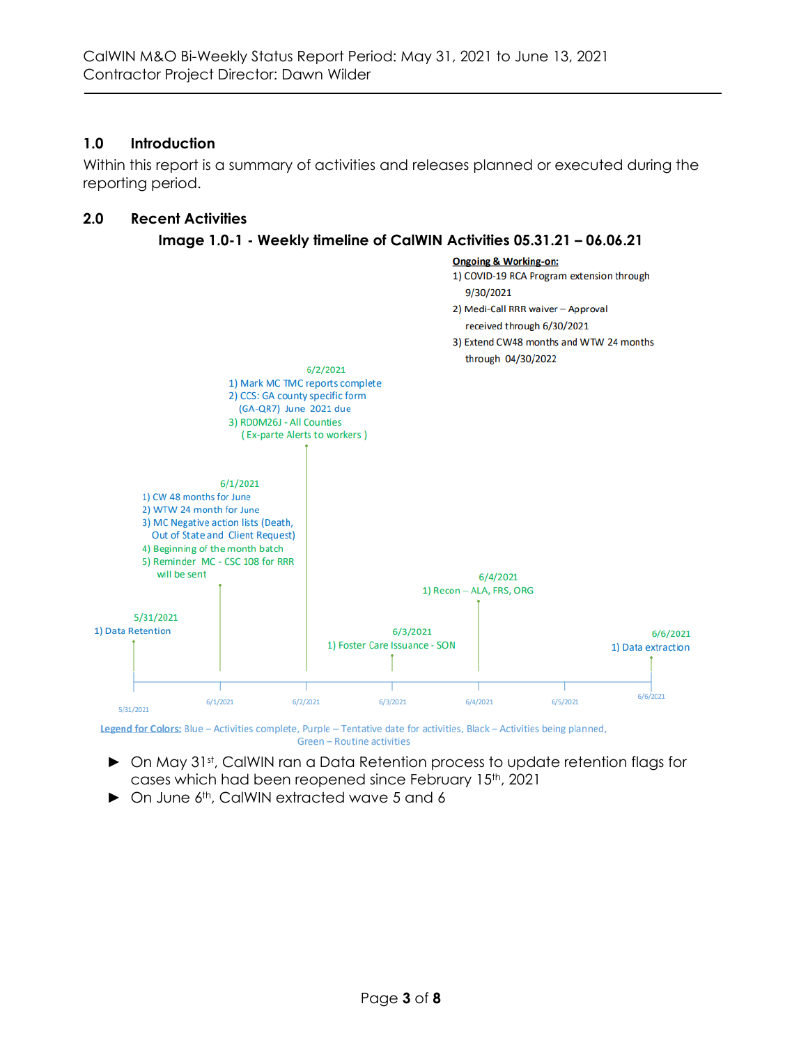## 1.0 Introduction

Within this report is a summary of activities and releases planned or executed during the reporting period.

## 2.0 Recent Activities

### Image 1.0-1 - Weekly timeline of CalWIN Activities 05.31.21 – 06.06.21

**Ongoing & Working-on:**

1) COVID-19 RCA Program extension through 9/30/2021
2) Medi-Call RRR waiver – Approval received through 6/30/2021
3) Extend CW48 months and WTW 24 months through 04/30/2022

5/31/2021
1) Data Retention

6/1/2021
1) CW 48 months for June
2) WTW 24 month for June
3) MC Negative action lists (Death, Out of State and Client Request)
4) Beginning of the month batch
5) Reminder MC - CSC 108 for RRR will be sent

6/2/2021
1) Mark MC TMC reports complete
2) CCS: GA county specific form (GA-QR7) June 2021 due
3) RD0M26J - All Counties (Ex-parte Alerts to workers)

6/3/2021
1) Foster Care Issuance - SON

6/4/2021
1) Recon – ALA, FRS, ORG

6/6/2021
1) Data extraction

5/31/2021 | 6/1/2021 | 6/2/2021 | 6/3/2021 | 6/4/2021 | 6/5/2021 | 6/6/2021

Legend for Colors: Blue – Activities complete, Purple – Tentative date for activities, Black – Activities being planned, Green – Routine activities

- On May 31st, CalWIN ran a Data Retention process to update retention flags for cases which had been reopened since February 15th, 2021
- On June 6th, CalWIN extracted wave 5 and 6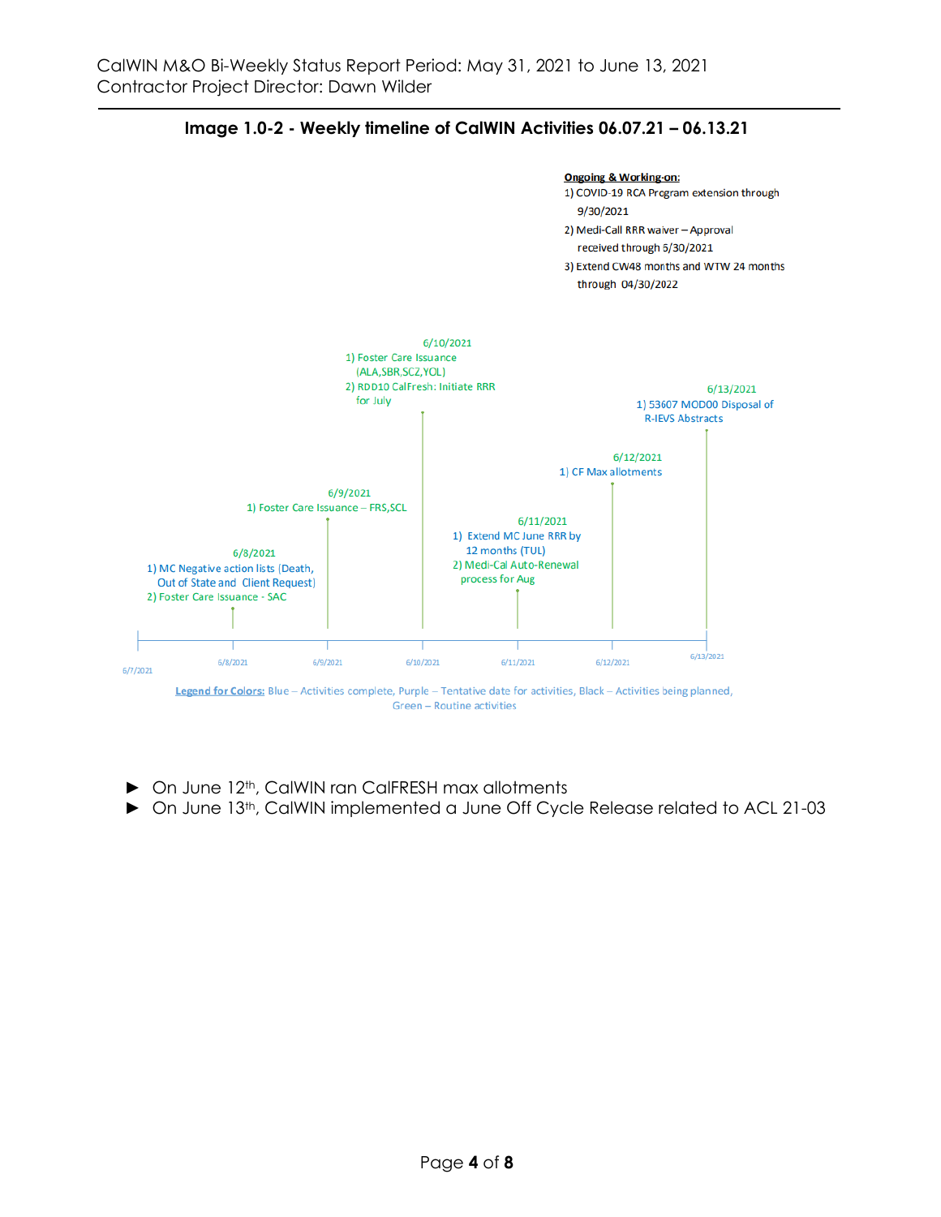**Image 1.0-2 - Weekly timeline of CalWIN Activities 06.07.21 – 06.13.21**

**Ongoing & Working-on:**
1) COVID-19 RCA Program extension through 9/30/2021
2) Medi-Call RRR waiver – Approval received through 6/30/2021
3) Extend CW48 months and WTW 24 months through 04/30/2022

6/8/2021
1) MC Negative action lists (Death, Out of State and Client Request)
2) Foster Care Issuance - SAC

6/9/2021
1) Foster Care Issuance – FRS,SCL

6/10/2021
1) Foster Care Issuance (ALA,SBR,SCZ,YOL)
2) RDD10 CalFresh: Initiate RRR for July

6/11/2021
1) Extend MC June RRR by 12 months (TUL)
2) Medi-Cal Auto-Renewal process for Aug

6/12/2021
1) CF Max allotments

6/13/2021
1) 53607 MOD00 Disposal of R-IEVS Abstracts

6/7/2021 | 6/8/2021 | 6/9/2021 | 6/10/2021 | 6/11/2021 | 6/12/2021 | 6/13/2021

Legend for Colors: Blue – Activities complete, Purple – Tentative date for activities, Black – Activities being planned, Green – Routine activities

- On June 12th, CalWIN ran CalFRESH max allotments
- On June 13th, CalWIN implemented a June Off Cycle Release related to ACL 21-03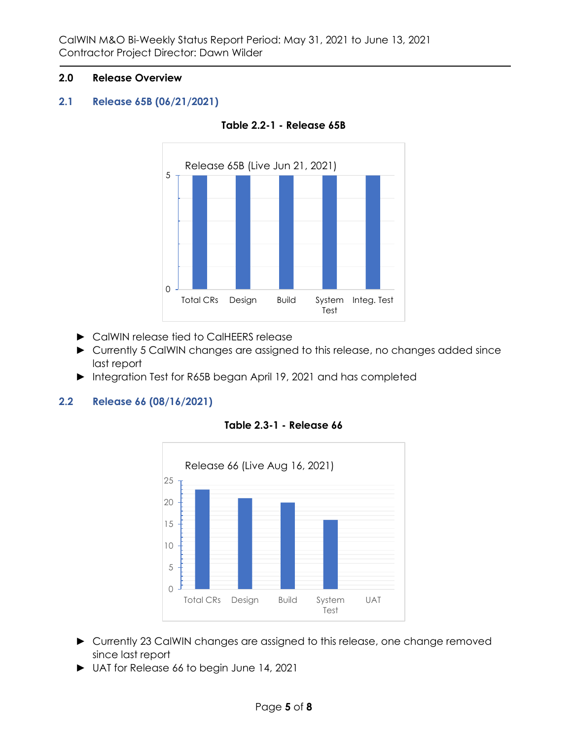## 2.0 Release Overview

### 2.1 Release 65B (06/21/2021)

**Table 2.2-1 - Release 65B**

Release 65B (Live Jun 21, 2021)

| Total CRs | Design | Build | System Test | Integ. Test |
|---|---|---|---|---|
| 5 | 5 | 5 | 5 | 5 |

- ► CalWIN release tied to CalHEERS release
- ► Currently 5 CalWIN changes are assigned to this release, no changes added since last report
- ► Integration Test for R65B began April 19, 2021 and has completed

### 2.2 Release 66 (08/16/2021)

**Table 2.3-1 - Release 66**

Release 66 (Live Aug 16, 2021)

| Total CRs | Design | Build | System Test | UAT |
|---|---|---|---|---|
| 23 | 21 | 20 | 16 | 0 |

- ► Currently 23 CalWIN changes are assigned to this release, one change removed since last report
- ► UAT for Release 66 to begin June 14, 2021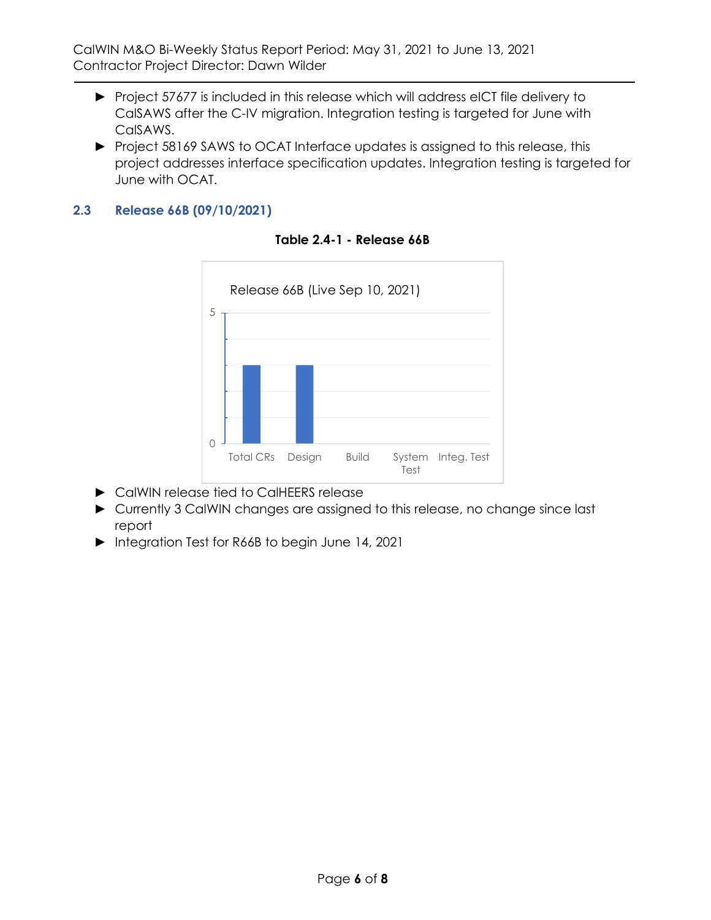- Project 57677 is included in this release which will address eICT file delivery to CalSAWS after the C-IV migration. Integration testing is targeted for June with CalSAWS.
- Project 58169 SAWS to OCAT Interface updates is assigned to this release, this project addresses interface specification updates. Integration testing is targeted for June with OCAT.

## 2.3 Release 66B (09/10/2021)

**Table 2.4-1 - Release 66B**

Release 66B (Live Sep 10, 2021)

| Total CRs | Design | Build | System Test | Integ. Test |
|---|---|---|---|---|
| 3 | 3 | | | |

- CalWIN release tied to CalHEERS release
- Currently 3 CalWIN changes are assigned to this release, no change since last report
- Integration Test for R66B to begin June 14, 2021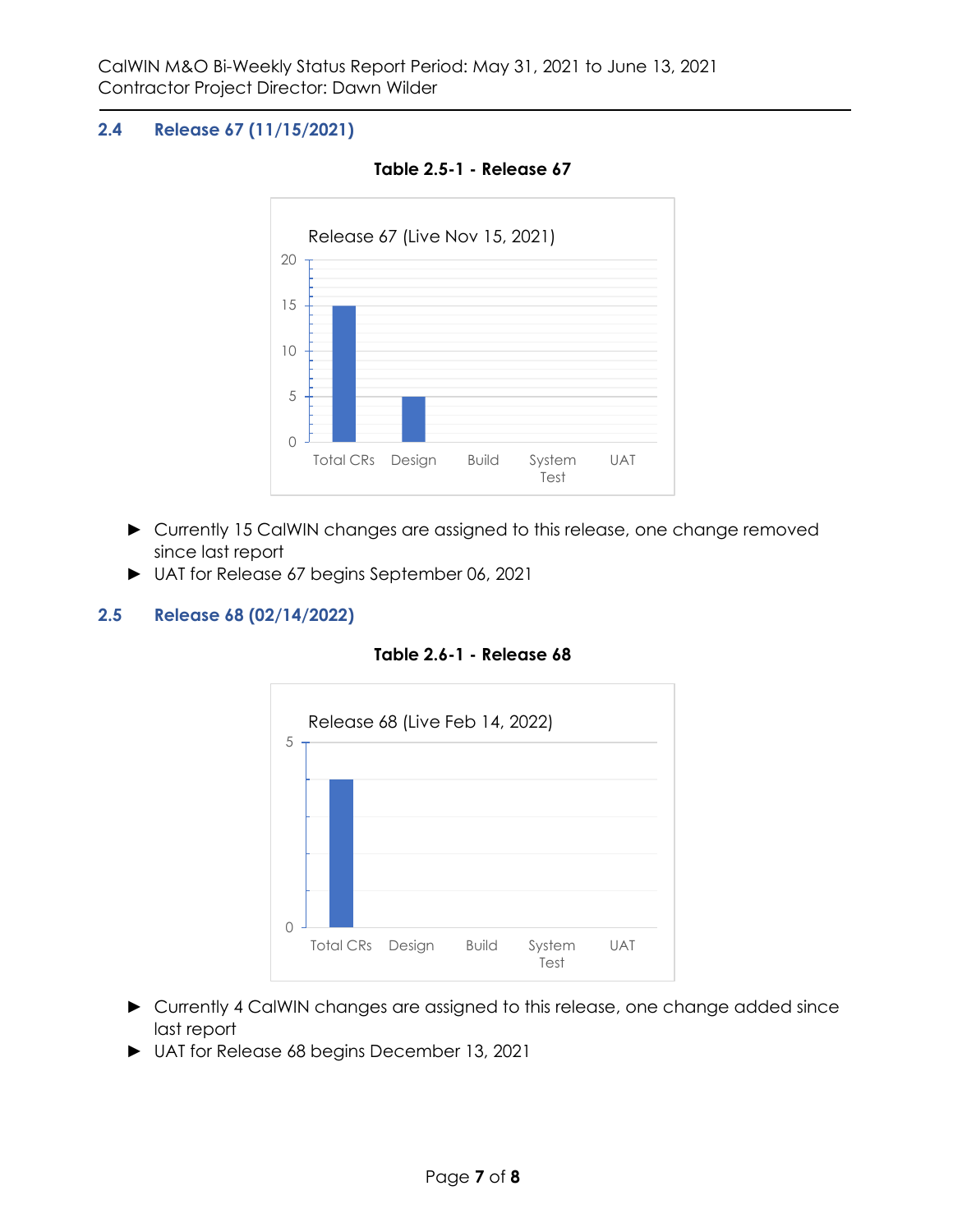## 2.4 Release 67 (11/15/2021)

**Table 2.5-1 - Release 67**

Release 67 (Live Nov 15, 2021)

| Category | Count |
|---|---|
| Total CRs | 15 |
| Design | 5 |
| Build | 0 |
| System Test | 0 |
| UAT | 0 |

- Currently 15 CalWIN changes are assigned to this release, one change removed since last report
- UAT for Release 67 begins September 06, 2021

## 2.5 Release 68 (02/14/2022)

**Table 2.6-1 - Release 68**

Release 68 (Live Feb 14, 2022)

| Category | Count |
|---|---|
| Total CRs | 4 |
| Design | 0 |
| Build | 0 |
| System Test | 0 |
| UAT | 0 |

- Currently 4 CalWIN changes are assigned to this release, one change added since last report
- UAT for Release 68 begins December 13, 2021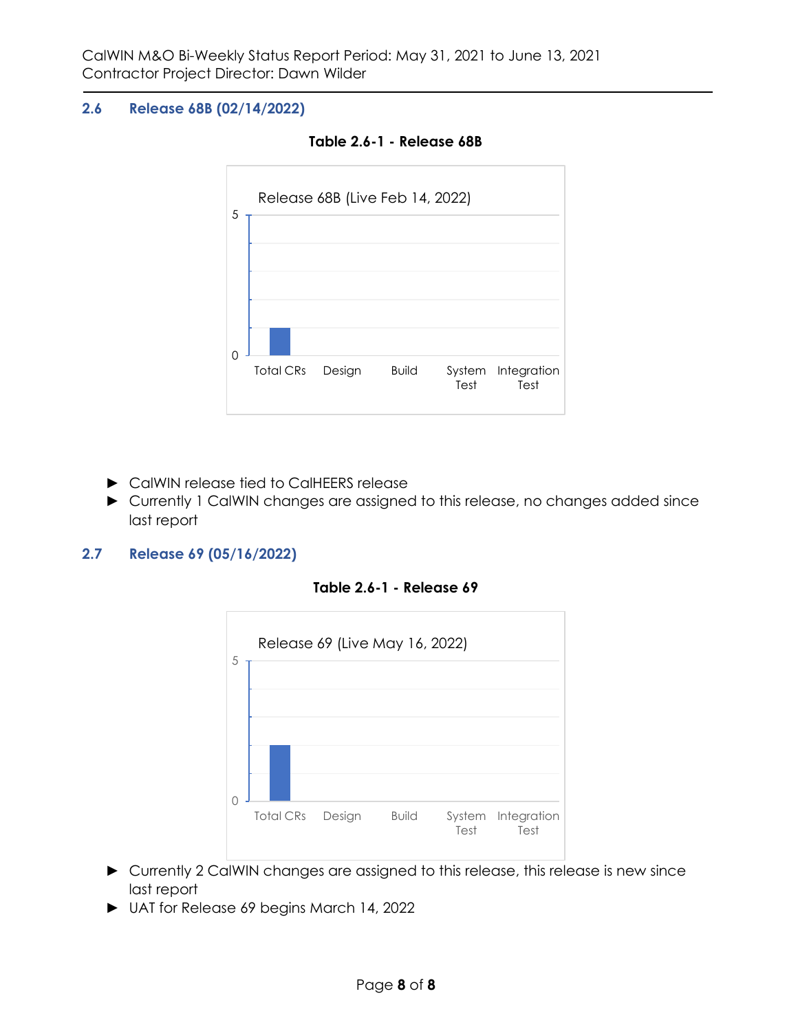## 2.6 Release 68B (02/14/2022)

**Table 2.6-1 - Release 68B**

Release 68B (Live Feb 14, 2022)

5

0

Total CRs
Design
Build
System Test
Integration Test

- CalWIN release tied to CalHEERS release
- Currently 1 CalWIN changes are assigned to this release, no changes added since last report

## 2.7 Release 69 (05/16/2022)

**Table 2.6-1 - Release 69**

Release 69 (Live May 16, 2022)

5

0

Total CRs
Design
Build
System Test
Integration Test

- Currently 2 CalWIN changes are assigned to this release, this release is new since last report
- UAT for Release 69 begins March 14, 2022